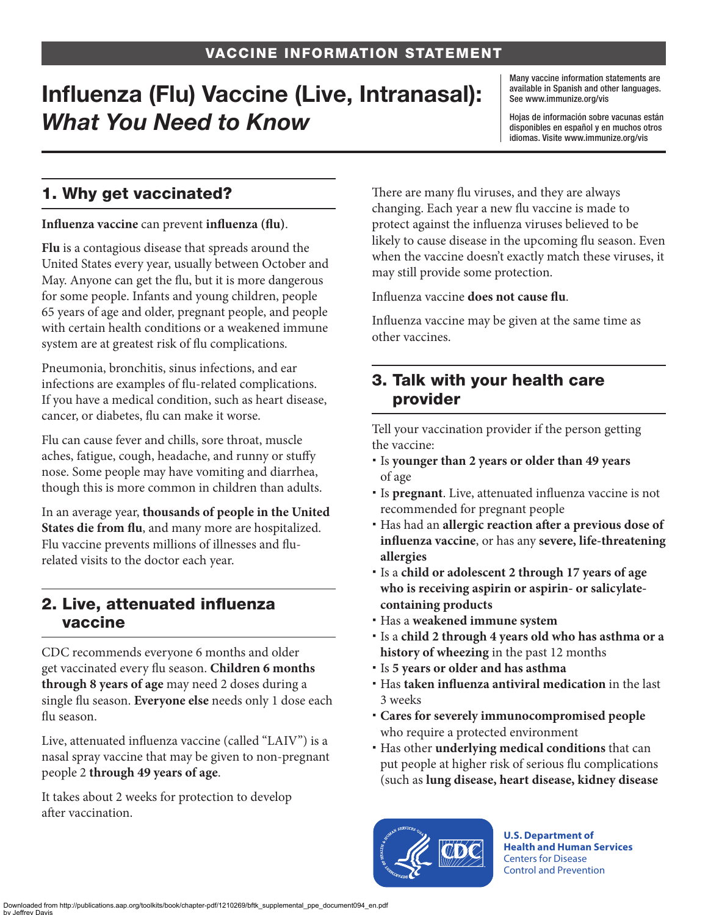VACCINE INFORMATION STATEMENT

# Influenza (Flu) Vaccine (Live, Intranasal): *What You Need to Know*

Many vaccine information statements are available in Spanish and other languages. See www.immunize.org/vis

Hojas de información sobre vacunas están disponibles en español y en muchos otros idiomas. Visite www.immunize.org/vis

## 1. Why get vaccinated?

**Influenza vaccine** can prevent **influenza (flu)**.

**Flu** is a contagious disease that spreads around the United States every year, usually between October and May. Anyone can get the flu, but it is more dangerous for some people. Infants and young children, people 65 years of age and older, pregnant people, and people with certain health conditions or a weakened immune system are at greatest risk of flu complications.

Pneumonia, bronchitis, sinus infections, and ear infections are examples of flu-related complications. If you have a medical condition, such as heart disease, cancer, or diabetes, flu can make it worse.

Flu can cause fever and chills, sore throat, muscle aches, fatigue, cough, headache, and runny or stuffy nose. Some people may have vomiting and diarrhea, though this is more common in children than adults.

In an average year, **thousands of people in the United States die from flu**, and many more are hospitalized. Flu vaccine prevents millions of illnesses and flu-related visits to the doctor each year.

## 2. Live, attenuated influenza vaccine

CDC recommends everyone 6 months and older get vaccinated every flu season. **Children 6 months through 8 years of age** may need 2 doses during a single flu season. **Everyone else** needs only 1 dose each flu season.

Live, attenuated influenza vaccine (called "LAIV") is a nasal spray vaccine that may be given to non-pregnant people 2 **through 49 years of age**.

It takes about 2 weeks for protection to develop after vaccination.

There are many flu viruses, and they are always changing. Each year a new flu vaccine is made to protect against the influenza viruses believed to be likely to cause disease in the upcoming flu season. Even when the vaccine doesn't exactly match these viruses, it may still provide some protection.

Influenza vaccine **does not cause flu**.

Influenza vaccine may be given at the same time as other vaccines.

## 3. Talk with your health care provider

Tell your vaccination provider if the person getting the vaccine:

- Is **younger than 2 years or older than 49 years** of age
- Is **pregnant**. Live, attenuated influenza vaccine is not recommended for pregnant people
- Has had an **allergic reaction after a previous dose of influenza vaccine**, or has any **severe, life-threatening allergies**
- Is a **child or adolescent 2 through 17 years of age who is receiving aspirin or aspirin- or salicylate-containing products**
- Has a **weakened immune system**
- Is a **child 2 through 4 years old who has asthma or a history of wheezing** in the past 12 months
- Is **5 years or older and has asthma**
- Has **taken influenza antiviral medication** in the last 3 weeks
- **Cares for severely immunocompromised people** who require a protected environment
- Has other **underlying medical conditions** that can put people at higher risk of serious flu complications (such as **lung disease, heart disease, kidney disease**

U.S. Department of Health and Human Services
Centers for Disease Control and Prevention

Downloaded from http://publications.aap.org/toolkits/book/chapter-pdf/1210269/bftk_supplemental_ppe_document094_en.pdf
by Jeffrey Davis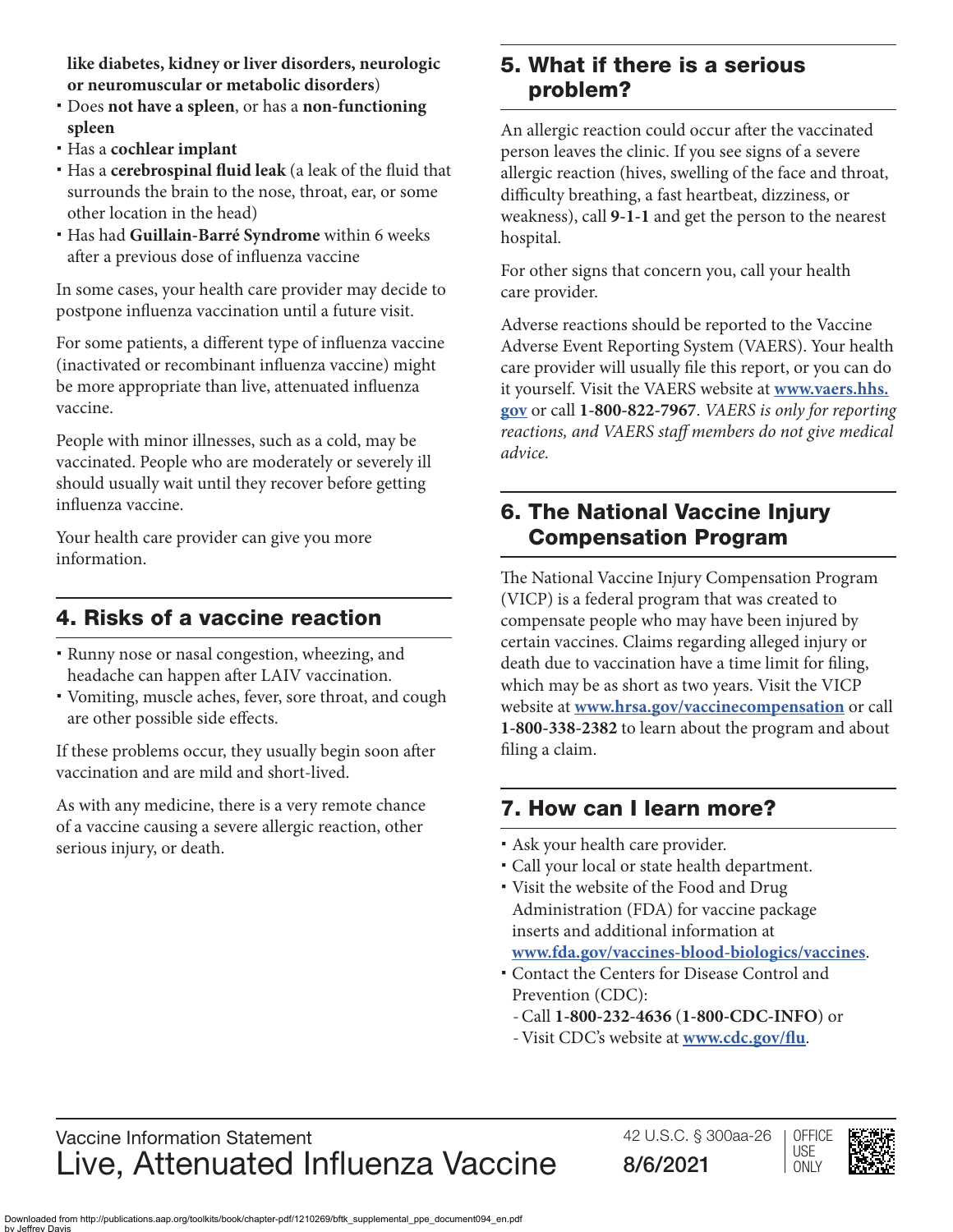**like diabetes, kidney or liver disorders, neurologic or neuromuscular or metabolic disorders**)

- Does **not have a spleen**, or has a **non-functioning spleen**
- Has a **cochlear implant**
- Has a **cerebrospinal fluid leak** (a leak of the fluid that surrounds the brain to the nose, throat, ear, or some other location in the head)
- Has had **Guillain-Barré Syndrome** within 6 weeks after a previous dose of influenza vaccine

In some cases, your health care provider may decide to postpone influenza vaccination until a future visit.

For some patients, a different type of influenza vaccine (inactivated or recombinant influenza vaccine) might be more appropriate than live, attenuated influenza vaccine.

People with minor illnesses, such as a cold, may be vaccinated. People who are moderately or severely ill should usually wait until they recover before getting influenza vaccine.

Your health care provider can give you more information.

## 4. Risks of a vaccine reaction

- Runny nose or nasal congestion, wheezing, and headache can happen after LAIV vaccination.
- Vomiting, muscle aches, fever, sore throat, and cough are other possible side effects.

If these problems occur, they usually begin soon after vaccination and are mild and short-lived.

As with any medicine, there is a very remote chance of a vaccine causing a severe allergic reaction, other serious injury, or death.

## 5. What if there is a serious problem?

An allergic reaction could occur after the vaccinated person leaves the clinic. If you see signs of a severe allergic reaction (hives, swelling of the face and throat, difficulty breathing, a fast heartbeat, dizziness, or weakness), call **9-1-1** and get the person to the nearest hospital.

For other signs that concern you, call your health care provider.

Adverse reactions should be reported to the Vaccine Adverse Event Reporting System (VAERS). Your health care provider will usually file this report, or you can do it yourself. Visit the VAERS website at **www.vaers.hhs.gov** or call **1-800-822-7967**. *VAERS is only for reporting reactions, and VAERS staff members do not give medical advice.*

## 6. The National Vaccine Injury Compensation Program

The National Vaccine Injury Compensation Program (VICP) is a federal program that was created to compensate people who may have been injured by certain vaccines. Claims regarding alleged injury or death due to vaccination have a time limit for filing, which may be as short as two years. Visit the VICP website at **www.hrsa.gov/vaccinecompensation** or call **1-800-338-2382** to learn about the program and about filing a claim.

## 7. How can I learn more?

- Ask your health care provider.
- Call your local or state health department.
- Visit the website of the Food and Drug Administration (FDA) for vaccine package inserts and additional information at **www.fda.gov/vaccines-blood-biologics/vaccines**.
- Contact the Centers for Disease Control and Prevention (CDC):
  - Call **1-800-232-4636** (**1-800-CDC-INFO**) or
  - Visit CDC's website at **www.cdc.gov/flu**.

Vaccine Information Statement
Live, Attenuated Influenza Vaccine

42 U.S.C. § 300aa-26
**8/6/2021**

OFFICE USE ONLY